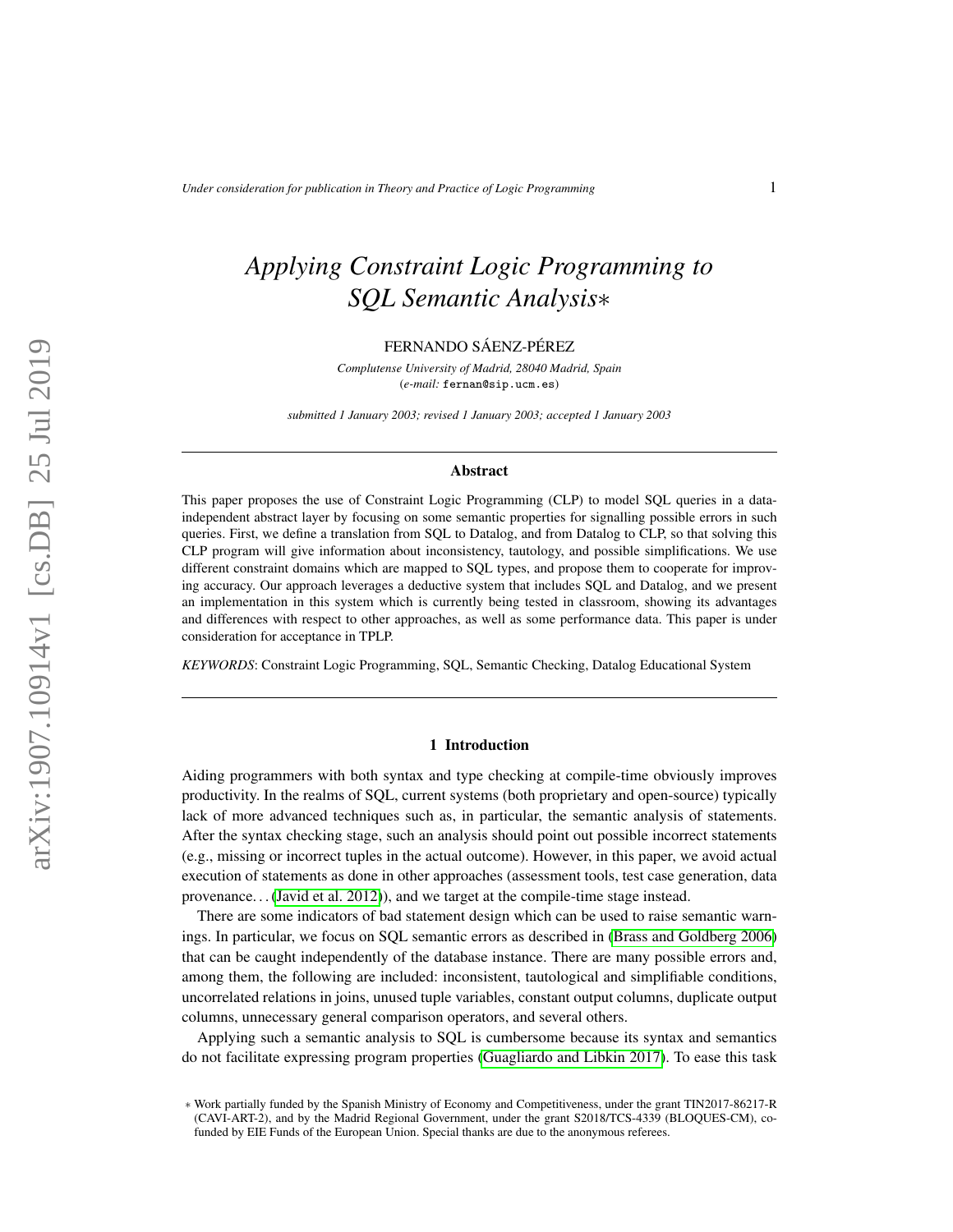# Applying Constraint Logic Programming to SQL Semantic Analysis*

FERNANDO SÁENZ-PÉREZ

*Complutense University of Madrid, 28040 Madrid, Spain*
(*e-mail:* fernan@sip.ucm.es)

*submitted 1 January 2003; revised 1 January 2003; accepted 1 January 2003*

## Abstract

This paper proposes the use of Constraint Logic Programming (CLP) to model SQL queries in a data-independent abstract layer by focusing on some semantic properties for signalling possible errors in such queries. First, we define a translation from SQL to Datalog, and from Datalog to CLP, so that solving this CLP program will give information about inconsistency, tautology, and possible simplifications. We use different constraint domains which are mapped to SQL types, and propose them to cooperate for improving accuracy. Our approach leverages a deductive system that includes SQL and Datalog, and we present an implementation in this system which is currently being tested in classroom, showing its advantages and differences with respect to other approaches, as well as some performance data. This paper is under consideration for acceptance in TPLP.

*KEYWORDS*: Constraint Logic Programming, SQL, Semantic Checking, Datalog Educational System

## 1 Introduction

Aiding programmers with both syntax and type checking at compile-time obviously improves productivity. In the realms of SQL, current systems (both proprietary and open-source) typically lack of more advanced techniques such as, in particular, the semantic analysis of statements. After the syntax checking stage, such an analysis should point out possible incorrect statements (e.g., missing or incorrect tuples in the actual outcome). However, in this paper, we avoid actual execution of statements as done in other approaches (assessment tools, test case generation, data provenance... (Javid et al. 2012)), and we target at the compile-time stage instead.

There are some indicators of bad statement design which can be used to raise semantic warnings. In particular, we focus on SQL semantic errors as described in (Brass and Goldberg 2006) that can be caught independently of the database instance. There are many possible errors and, among them, the following are included: inconsistent, tautological and simplifiable conditions, uncorrelated relations in joins, unused tuple variables, constant output columns, duplicate output columns, unnecessary general comparison operators, and several others.

Applying such a semantic analysis to SQL is cumbersome because its syntax and semantics do not facilitate expressing program properties (Guagliardo and Libkin 2017). To ease this task

* Work partially funded by the Spanish Ministry of Economy and Competitiveness, under the grant TIN2017-86217-R (CAVI-ART-2), and by the Madrid Regional Government, under the grant S2018/TCS-4339 (BLOQUES-CM), co-funded by EIE Funds of the European Union. Special thanks are due to the anonymous referees.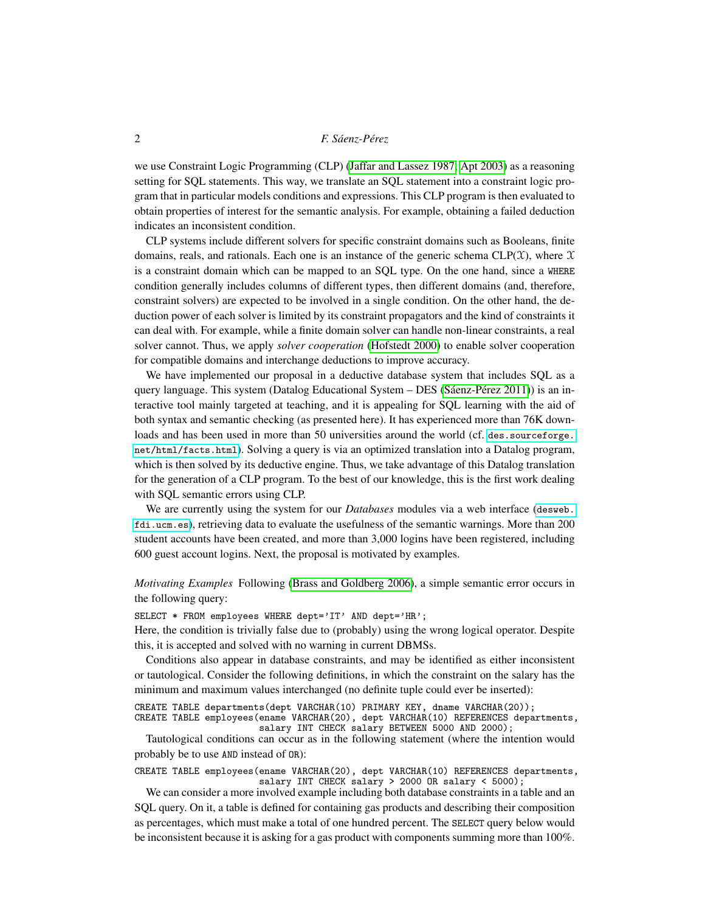we use Constraint Logic Programming (CLP) (Jaffar and Lassez 1987; Apt 2003) as a reasoning setting for SQL statements. This way, we translate an SQL statement into a constraint logic program that in particular models conditions and expressions. This CLP program is then evaluated to obtain properties of interest for the semantic analysis. For example, obtaining a failed deduction indicates an inconsistent condition.

CLP systems include different solvers for specific constraint domains such as Booleans, finite domains, reals, and rationals. Each one is an instance of the generic schema CLP($\mathcal{X}$), where $\mathcal{X}$ is a constraint domain which can be mapped to an SQL type. On the one hand, since a `WHERE` condition generally includes columns of different types, then different domains (and, therefore, constraint solvers) are expected to be involved in a single condition. On the other hand, the deduction power of each solver is limited by its constraint propagators and the kind of constraints it can deal with. For example, while a finite domain solver can handle non-linear constraints, a real solver cannot. Thus, we apply *solver cooperation* (Hofstedt 2000) to enable solver cooperation for compatible domains and interchange deductions to improve accuracy.

We have implemented our proposal in a deductive database system that includes SQL as a query language. This system (Datalog Educational System – DES (Sáenz-Pérez 2011)) is an interactive tool mainly targeted at teaching, and it is appealing for SQL learning with the aid of both syntax and semantic checking (as presented here). It has experienced more than 76K downloads and has been used in more than 50 universities around the world (cf. `des.sourceforge.net/html/facts.html`). Solving a query is via an optimized translation into a Datalog program, which is then solved by its deductive engine. Thus, we take advantage of this Datalog translation for the generation of a CLP program. To the best of our knowledge, this is the first work dealing with SQL semantic errors using CLP.

We are currently using the system for our *Databases* modules via a web interface (`desweb.fdi.ucm.es`), retrieving data to evaluate the usefulness of the semantic warnings. More than 200 student accounts have been created, and more than 3,000 logins have been registered, including 600 guest account logins. Next, the proposal is motivated by examples.

*Motivating Examples* Following (Brass and Goldberg 2006), a simple semantic error occurs in the following query:

```
SELECT * FROM employees WHERE dept='IT' AND dept='HR';
```

Here, the condition is trivially false due to (probably) using the wrong logical operator. Despite this, it is accepted and solved with no warning in current DBMSs.

Conditions also appear in database constraints, and may be identified as either inconsistent or tautological. Consider the following definitions, in which the constraint on the salary has the minimum and maximum values interchanged (no definite tuple could ever be inserted):

```
CREATE TABLE departments(dept VARCHAR(10) PRIMARY KEY, dname VARCHAR(20));
CREATE TABLE employees(ename VARCHAR(20), dept VARCHAR(10) REFERENCES departments,
                       salary INT CHECK salary BETWEEN 5000 AND 2000);
```

Tautological conditions can occur as in the following statement (where the intention would probably be to use `AND` instead of `OR`):

```
CREATE TABLE employees(ename VARCHAR(20), dept VARCHAR(10) REFERENCES departments,
                       salary INT CHECK salary > 2000 OR salary < 5000);
```

We can consider a more involved example including both database constraints in a table and an SQL query. On it, a table is defined for containing gas products and describing their composition as percentages, which must make a total of one hundred percent. The `SELECT` query below would be inconsistent because it is asking for a gas product with components summing more than 100%.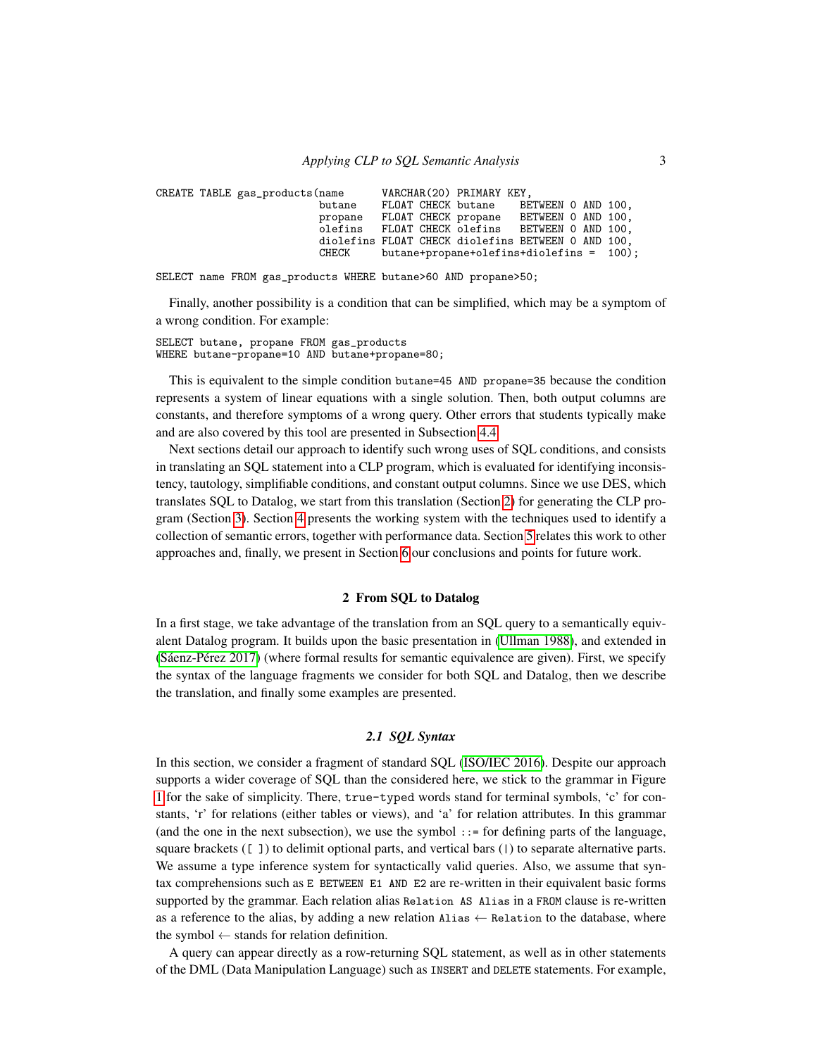```
CREATE TABLE gas_products(name      VARCHAR(20) PRIMARY KEY,
                          butane    FLOAT CHECK butane    BETWEEN 0 AND 100,
                          propane   FLOAT CHECK propane   BETWEEN 0 AND 100,
                          olefins   FLOAT CHECK olefins   BETWEEN 0 AND 100,
                          diolefins FLOAT CHECK diolefins BETWEEN 0 AND 100,
                          CHECK     butane+propane+olefins+diolefins =  100);

SELECT name FROM gas_products WHERE butane>60 AND propane>50;
```

Finally, another possibility is a condition that can be simplified, which may be a symptom of a wrong condition. For example:

```
SELECT butane, propane FROM gas_products
WHERE butane-propane=10 AND butane+propane=80;
```

This is equivalent to the simple condition `butane=45 AND propane=35` because the condition represents a system of linear equations with a single solution. Then, both output columns are constants, and therefore symptoms of a wrong query. Other errors that students typically make and are also covered by this tool are presented in Subsection 4.4.

Next sections detail our approach to identify such wrong uses of SQL conditions, and consists in translating an SQL statement into a CLP program, which is evaluated for identifying inconsistency, tautology, simplifiable conditions, and constant output columns. Since we use DES, which translates SQL to Datalog, we start from this translation (Section 2) for generating the CLP program (Section 3). Section 4 presents the working system with the techniques used to identify a collection of semantic errors, together with performance data. Section 5 relates this work to other approaches and, finally, we present in Section 6 our conclusions and points for future work.

## 2 From SQL to Datalog

In a first stage, we take advantage of the translation from an SQL query to a semantically equivalent Datalog program. It builds upon the basic presentation in (Ullman 1988), and extended in (Sáenz-Pérez 2017) (where formal results for semantic equivalence are given). First, we specify the syntax of the language fragments we consider for both SQL and Datalog, then we describe the translation, and finally some examples are presented.

### 2.1 SQL Syntax

In this section, we consider a fragment of standard SQL (ISO/IEC 2016). Despite our approach supports a wider coverage of SQL than the considered here, we stick to the grammar in Figure 1 for the sake of simplicity. There, `true-typed` words stand for terminal symbols, 'c' for constants, 'r' for relations (either tables or views), and 'a' for relation attributes. In this grammar (and the one in the next subsection), we use the symbol `::=` for defining parts of the language, square brackets (`[ ]`) to delimit optional parts, and vertical bars (`|`) to separate alternative parts. We assume a type inference system for syntactically valid queries. Also, we assume that syntax comprehensions such as `E BETWEEN E1 AND E2` are re-written in their equivalent basic forms supported by the grammar. Each relation alias `Relation AS Alias` in a `FROM` clause is re-written as a reference to the alias, by adding a new relation `Alias` $\leftarrow$ `Relation` to the database, where the symbol $\leftarrow$ stands for relation definition.

A query can appear directly as a row-returning SQL statement, as well as in other statements of the DML (Data Manipulation Language) such as `INSERT` and `DELETE` statements. For example,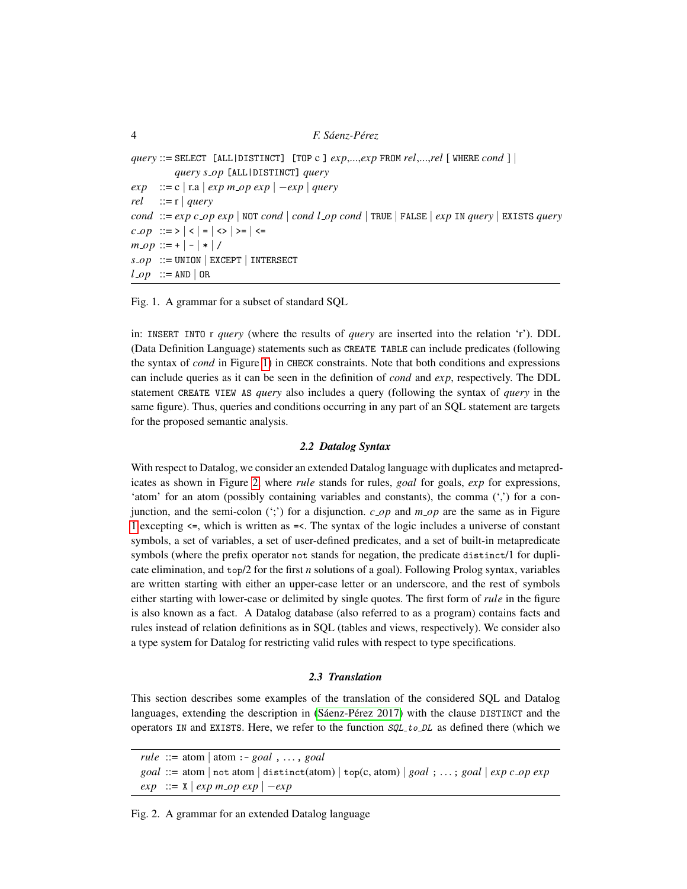```
query ::= SELECT [ALL|DISTINCT] [TOP c ] exp,...,exp FROM rel,...,rel [ WHERE cond ] |
          query s_op [ALL|DISTINCT] query
exp   ::= c | r.a | exp m_op exp | −exp | query
rel   ::= r | query
cond  ::= exp c_op exp | NOT cond | cond l_op cond | TRUE | FALSE | exp IN query | EXISTS query
c_op  ::= > | < | = | <> | >= | <=
m_op  ::= + | - | * | /
s_op  ::= UNION | EXCEPT | INTERSECT
l_op  ::= AND | OR
```

Fig. 1. A grammar for a subset of standard SQL

in: `INSERT INTO` r *query* (where the results of *query* are inserted into the relation 'r'). DDL (Data Definition Language) statements such as `CREATE TABLE` can include predicates (following the syntax of *cond* in Figure 1) in `CHECK` constraints. Note that both conditions and expressions can include queries as it can be seen in the definition of *cond* and *exp*, respectively. The DDL statement `CREATE VIEW AS` *query* also includes a query (following the syntax of *query* in the same figure). Thus, queries and conditions occurring in any part of an SQL statement are targets for the proposed semantic analysis.

### 2.2 Datalog Syntax

With respect to Datalog, we consider an extended Datalog language with duplicates and metapredicates as shown in Figure 2, where *rule* stands for rules, *goal* for goals, *exp* for expressions, 'atom' for an atom (possibly containing variables and constants), the comma (',') for a conjunction, and the semi-colon (';') for a disjunction. *c_op* and *m_op* are the same as in Figure 1 excepting `<=`, which is written as `=<`. The syntax of the logic includes a universe of constant symbols, a set of variables, a set of user-defined predicates, and a set of built-in metapredicate symbols (where the prefix operator `not` stands for negation, the predicate `distinct`/1 for duplicate elimination, and `top`/2 for the first *n* solutions of a goal). Following Prolog syntax, variables are written starting with either an upper-case letter or an underscore, and the rest of symbols either starting with lower-case or delimited by single quotes. The first form of *rule* in the figure is also known as a fact. A Datalog database (also referred to as a program) contains facts and rules instead of relation definitions as in SQL (tables and views, respectively). We consider also a type system for Datalog for restricting valid rules with respect to type specifications.

### 2.3 Translation

This section describes some examples of the translation of the considered SQL and Datalog languages, extending the description in (Sáenz-Pérez 2017) with the clause `DISTINCT` and the operators `IN` and `EXISTS`. Here, we refer to the function *SQL_to_DL* as defined there (which we

```
rule ::= atom | atom :- goal , ... , goal
goal ::= atom | not atom | distinct(atom) | top(c, atom) | goal ; ... ; goal | exp c_op exp
exp  ::= X | exp m_op exp | −exp
```

Fig. 2. A grammar for an extended Datalog language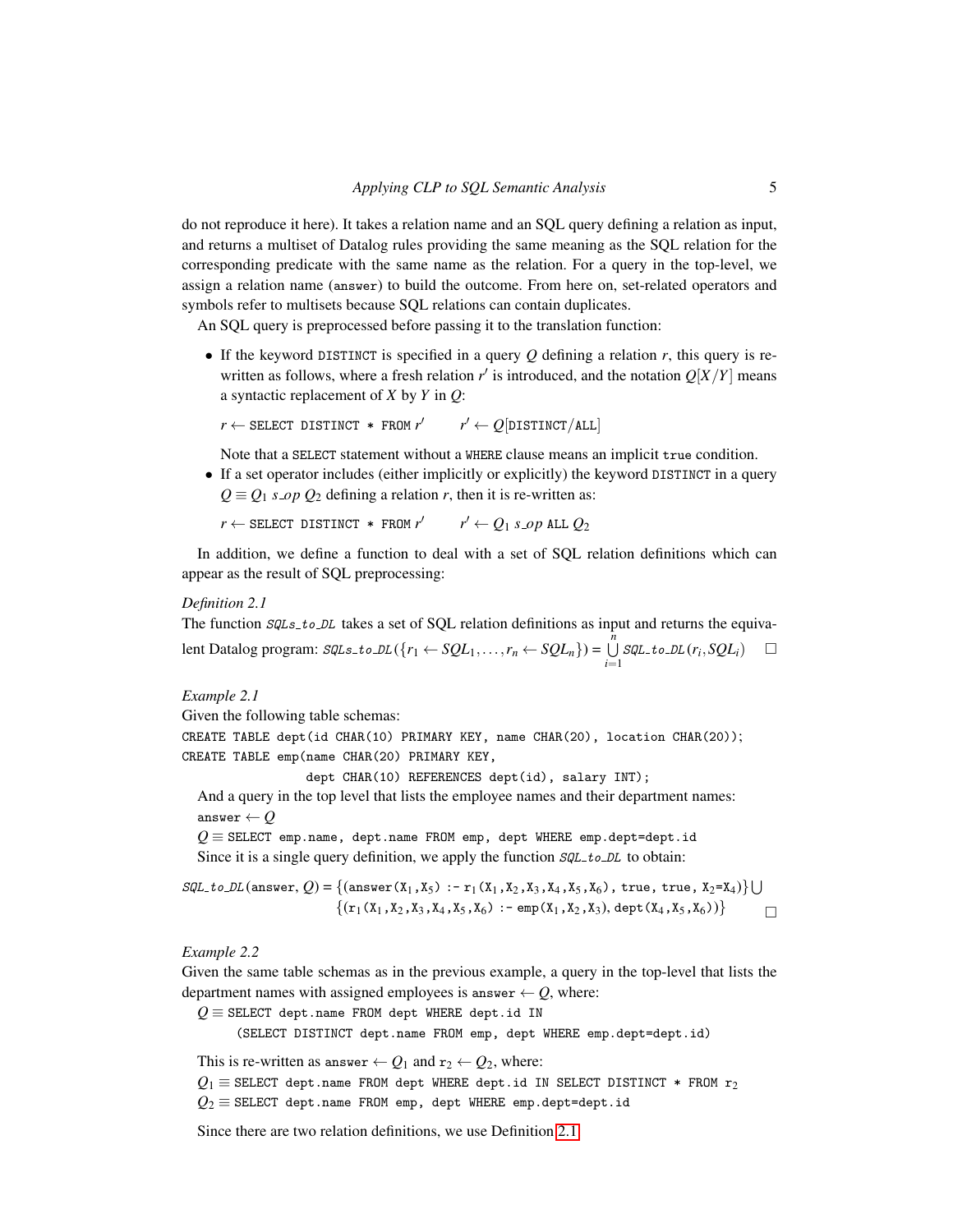do not reproduce it here). It takes a relation name and an SQL query defining a relation as input, and returns a multiset of Datalog rules providing the same meaning as the SQL relation for the corresponding predicate with the same name as the relation. For a query in the top-level, we assign a relation name (`answer`) to build the outcome. From here on, set-related operators and symbols refer to multisets because SQL relations can contain duplicates.

An SQL query is preprocessed before passing it to the translation function:

- If the keyword `DISTINCT` is specified in a query $Q$ defining a relation $r$, this query is re-written as follows, where a fresh relation $r'$ is introduced, and the notation $Q[X/Y]$ means a syntactic replacement of $X$ by $Y$ in $Q$:

  $r \leftarrow$ `SELECT DISTINCT * FROM` $r'$ $\qquad r' \leftarrow Q[$`DISTINCT`$/$`ALL`$]$

  Note that a `SELECT` statement without a `WHERE` clause means an implicit `true` condition.
- If a set operator includes (either implicitly or explicitly) the keyword `DISTINCT` in a query $Q \equiv Q_1\ s\_op\ Q_2$ defining a relation $r$, then it is re-written as:

  $r \leftarrow$ `SELECT DISTINCT * FROM` $r'$ $\qquad r' \leftarrow Q_1\ s\_op$ `ALL` $Q_2$

In addition, we define a function to deal with a set of SQL relation definitions which can appear as the result of SQL preprocessing:

*Definition 2.1*

The function *SQLs_to_DL* takes a set of SQL relation definitions as input and returns the equivalent Datalog program: $\mathit{SQLs\_to\_DL}(\{r_1 \leftarrow SQL_1, \ldots, r_n \leftarrow SQL_n\}) = \bigcup_{i=1}^{n} \mathit{SQL\_to\_DL}(r_i, SQL_i)$ □

*Example 2.1*

Given the following table schemas:

```
CREATE TABLE dept(id CHAR(10) PRIMARY KEY, name CHAR(20), location CHAR(20));
CREATE TABLE emp(name CHAR(20) PRIMARY KEY,
                 dept CHAR(10) REFERENCES dept(id), salary INT);
```

And a query in the top level that lists the employee names and their department names:

`answer` $\leftarrow Q$

$Q \equiv$ `SELECT emp.name, dept.name FROM emp, dept WHERE emp.dept=dept.id`

Since it is a single query definition, we apply the function *SQL_to_DL* to obtain:

$$\mathit{SQL\_to\_DL}(\texttt{answer}, Q) = \{(\texttt{answer}(\texttt{X}_1,\texttt{X}_5)\ \texttt{:-}\ \texttt{r}_1(\texttt{X}_1,\texttt{X}_2,\texttt{X}_3,\texttt{X}_4,\texttt{X}_5,\texttt{X}_6),\ \texttt{true},\ \texttt{true},\ \texttt{X}_2\texttt{=}\texttt{X}_4)\} \bigcup$$
$$\{(\texttt{r}_1(\texttt{X}_1,\texttt{X}_2,\texttt{X}_3,\texttt{X}_4,\texttt{X}_5,\texttt{X}_6)\ \texttt{:-}\ \texttt{emp}(\texttt{X}_1,\texttt{X}_2,\texttt{X}_3),\ \texttt{dept}(\texttt{X}_4,\texttt{X}_5,\texttt{X}_6))\}$$ □

*Example 2.2*

Given the same table schemas as in the previous example, a query in the top-level that lists the department names with assigned employees is `answer` $\leftarrow Q$, where:

$Q \equiv$ `SELECT dept.name FROM dept WHERE dept.id IN`
`(SELECT DISTINCT dept.name FROM emp, dept WHERE emp.dept=dept.id)`

This is re-written as `answer` $\leftarrow Q_1$ and $\texttt{r}_2 \leftarrow Q_2$, where:

$Q_1 \equiv$ `SELECT dept.name FROM dept WHERE dept.id IN SELECT DISTINCT * FROM` $\texttt{r}_2$

$Q_2 \equiv$ `SELECT dept.name FROM emp, dept WHERE emp.dept=dept.id`

Since there are two relation definitions, we use Definition 2.1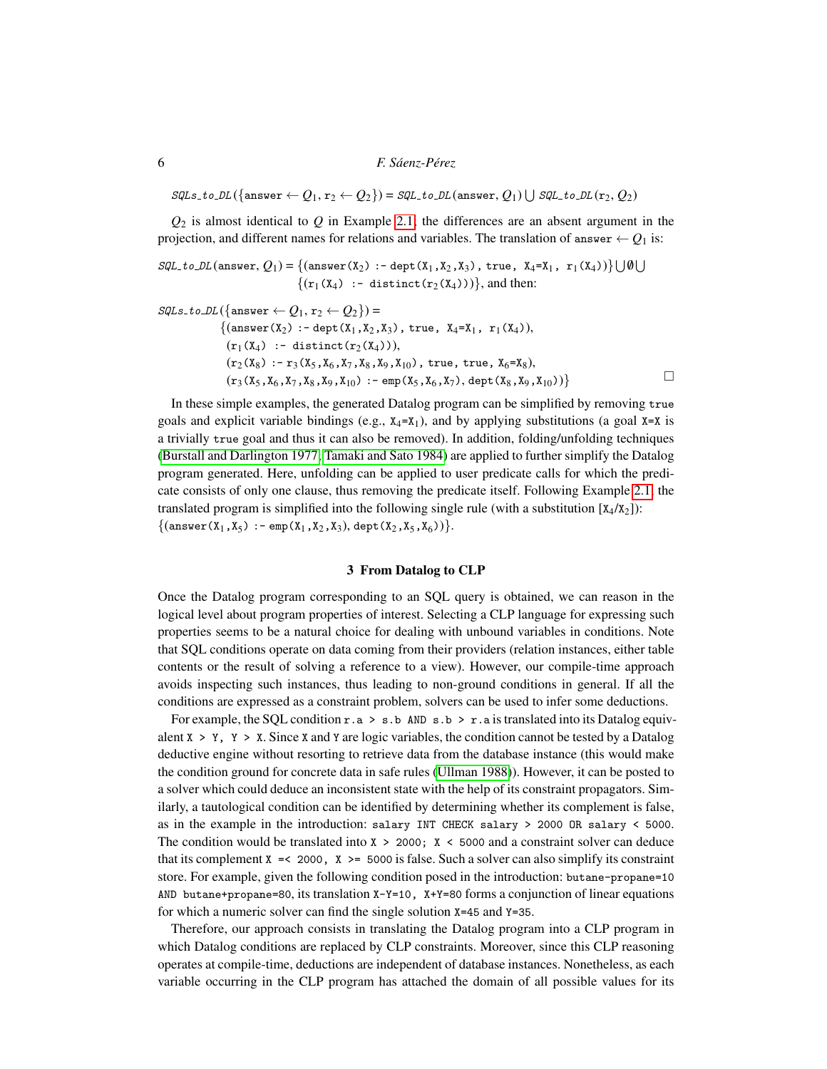$SQLs\_to\_DL(\{\texttt{answer} \leftarrow Q_1, \texttt{r}_2 \leftarrow Q_2\}) = SQL\_to\_DL(\texttt{answer}, Q_1) \bigcup SQL\_to\_DL(\texttt{r}_2, Q_2)$

$Q_2$ is almost identical to $Q$ in Example 2.1, the differences are an absent argument in the projection, and different names for relations and variables. The translation of answer $\leftarrow Q_1$ is:

$SQL\_to\_DL(\texttt{answer}, Q_1) = \{(\texttt{answer(X}_2\texttt{) :- dept(X}_1\texttt{,X}_2\texttt{,X}_3\texttt{), true, X}_4\texttt{=X}_1\texttt{, r}_1\texttt{(X}_4\texttt{))}\} \bigcup \emptyset \bigcup$
$\{(\texttt{r}_1\texttt{(X}_4\texttt{) :- distinct(r}_2\texttt{(X}_4\texttt{)))}\}$, and then:

$SQLs\_to\_DL(\{\texttt{answer} \leftarrow Q_1, \texttt{r}_2 \leftarrow Q_2\}) =$
$\{(\texttt{answer(X}_2\texttt{) :- dept(X}_1\texttt{,X}_2\texttt{,X}_3\texttt{), true, X}_4\texttt{=X}_1\texttt{, r}_1\texttt{(X}_4\texttt{))},$
$(\texttt{r}_1\texttt{(X}_4\texttt{) :- distinct(r}_2\texttt{(X}_4\texttt{)))},$
$(\texttt{r}_2\texttt{(X}_8\texttt{) :- r}_3\texttt{(X}_5\texttt{,X}_6\texttt{,X}_7\texttt{,X}_8\texttt{,X}_9\texttt{,X}_{10}\texttt{), true, true, X}_6\texttt{=X}_8\texttt{)},$
$(\texttt{r}_3\texttt{(X}_5\texttt{,X}_6\texttt{,X}_7\texttt{,X}_8\texttt{,X}_9\texttt{,X}_{10}\texttt{) :- emp(X}_5\texttt{,X}_6\texttt{,X}_7\texttt{), dept(X}_8\texttt{,X}_9\texttt{,X}_{10}\texttt{))}\}$ □

In these simple examples, the generated Datalog program can be simplified by removing true goals and explicit variable bindings (e.g., $\texttt{X}_4\texttt{=X}_1$), and by applying substitutions (a goal X=X is a trivially true goal and thus it can also be removed). In addition, folding/unfolding techniques (Burstall and Darlington 1977; Tamaki and Sato 1984) are applied to further simplify the Datalog program generated. Here, unfolding can be applied to user predicate calls for which the predicate consists of only one clause, thus removing the predicate itself. Following Example 2.1, the translated program is simplified into the following single rule (with a substitution $[\texttt{X}_4/\texttt{X}_2]$):
$\{(\texttt{answer(X}_1\texttt{,X}_5\texttt{) :- emp(X}_1\texttt{,X}_2\texttt{,X}_3\texttt{), dept(X}_2\texttt{,X}_5\texttt{,X}_6\texttt{))}\}$.

## 3 From Datalog to CLP

Once the Datalog program corresponding to an SQL query is obtained, we can reason in the logical level about program properties of interest. Selecting a CLP language for expressing such properties seems to be a natural choice for dealing with unbound variables in conditions. Note that SQL conditions operate on data coming from their providers (relation instances, either table contents or the result of solving a reference to a view). However, our compile-time approach avoids inspecting such instances, thus leading to non-ground conditions in general. If all the conditions are expressed as a constraint problem, solvers can be used to infer some deductions.

For example, the SQL condition `r.a > s.b AND s.b > r.a` is translated into its Datalog equivalent `X > Y, Y > X`. Since X and Y are logic variables, the condition cannot be tested by a Datalog deductive engine without resorting to retrieve data from the database instance (this would make the condition ground for concrete data in safe rules (Ullman 1988)). However, it can be posted to a solver which could deduce an inconsistent state with the help of its constraint propagators. Similarly, a tautological condition can be identified by determining whether its complement is false, as in the example in the introduction: `salary INT CHECK salary > 2000 OR salary < 5000`. The condition would be translated into `X > 2000; X < 5000` and a constraint solver can deduce that its complement `X =< 2000, X >= 5000` is false. Such a solver can also simplify its constraint store. For example, given the following condition posed in the introduction: `butane-propane=10 AND butane+propane=80`, its translation `X-Y=10, X+Y=80` forms a conjunction of linear equations for which a numeric solver can find the single solution `X=45` and `Y=35`.

Therefore, our approach consists in translating the Datalog program into a CLP program in which Datalog conditions are replaced by CLP constraints. Moreover, since this CLP reasoning operates at compile-time, deductions are independent of database instances. Nonetheless, as each variable occurring in the CLP program has attached the domain of all possible values for its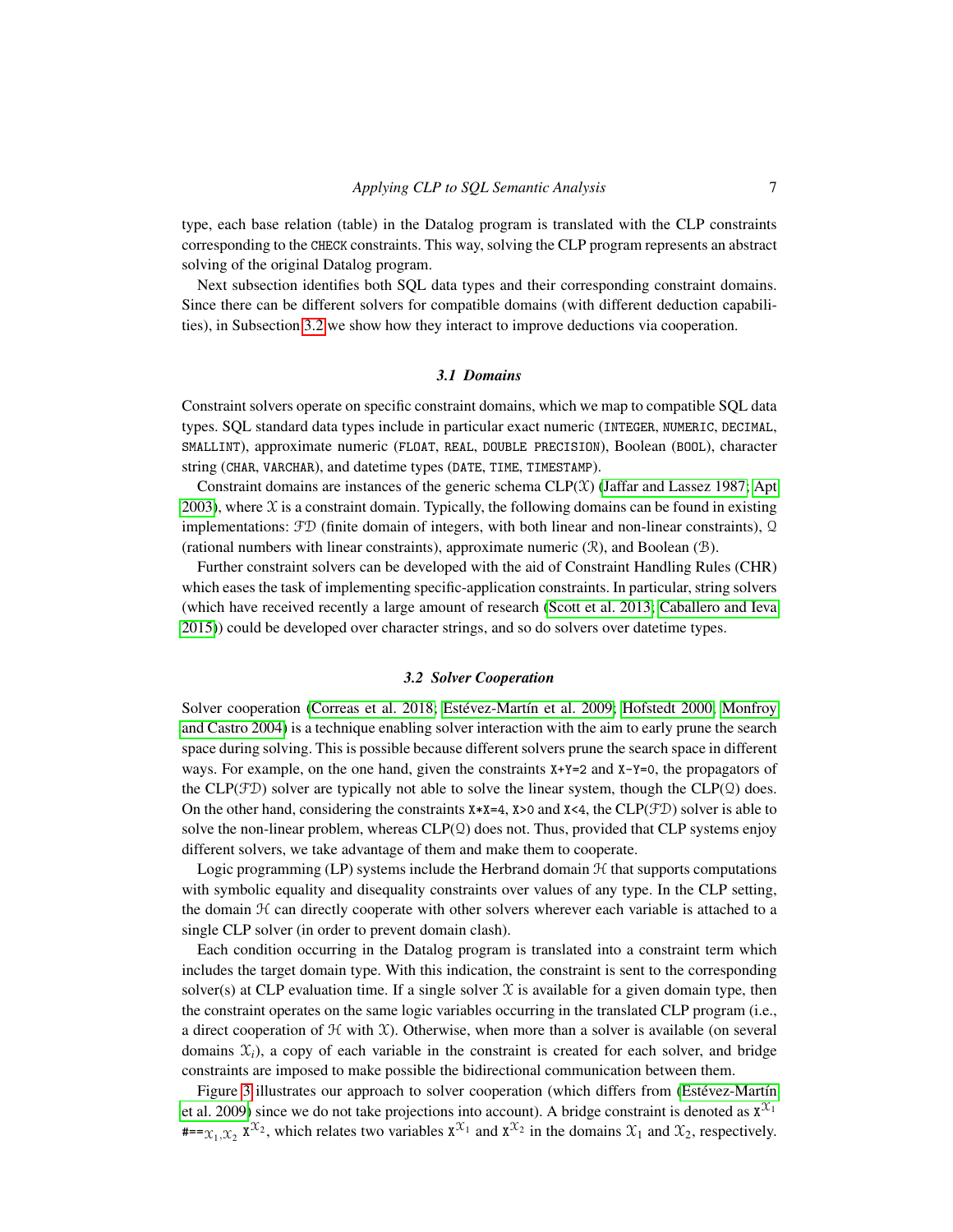type, each base relation (table) in the Datalog program is translated with the CLP constraints corresponding to the `CHECK` constraints. This way, solving the CLP program represents an abstract solving of the original Datalog program.

Next subsection identifies both SQL data types and their corresponding constraint domains. Since there can be different solvers for compatible domains (with different deduction capabilities), in Subsection 3.2 we show how they interact to improve deductions via cooperation.

### *3.1 Domains*

Constraint solvers operate on specific constraint domains, which we map to compatible SQL data types. SQL standard data types include in particular exact numeric (`INTEGER`, `NUMERIC`, `DECIMAL`, `SMALLINT`), approximate numeric (`FLOAT`, `REAL`, `DOUBLE PRECISION`), Boolean (`BOOL`), character string (`CHAR`, `VARCHAR`), and datetime types (`DATE`, `TIME`, `TIMESTAMP`).

Constraint domains are instances of the generic schema CLP($\mathcal{X}$) (Jaffar and Lassez 1987; Apt 2003), where $\mathcal{X}$ is a constraint domain. Typically, the following domains can be found in existing implementations: $\mathcal{FD}$ (finite domain of integers, with both linear and non-linear constraints), $\mathcal{Q}$ (rational numbers with linear constraints), approximate numeric ($\mathcal{R}$), and Boolean ($\mathcal{B}$).

Further constraint solvers can be developed with the aid of Constraint Handling Rules (CHR) which eases the task of implementing specific-application constraints. In particular, string solvers (which have received recently a large amount of research (Scott et al. 2013; Caballero and Ieva 2015)) could be developed over character strings, and so do solvers over datetime types.

### *3.2 Solver Cooperation*

Solver cooperation (Correas et al. 2018; Estévez-Martín et al. 2009; Hofstedt 2000; Monfroy and Castro 2004) is a technique enabling solver interaction with the aim to early prune the search space during solving. This is possible because different solvers prune the search space in different ways. For example, on the one hand, given the constraints `X+Y=2` and `X-Y=0`, the propagators of the CLP($\mathcal{FD}$) solver are typically not able to solve the linear system, though the CLP($\mathcal{Q}$) does. On the other hand, considering the constraints `X*X=4`, `X>0` and `X<4`, the CLP($\mathcal{FD}$) solver is able to solve the non-linear problem, whereas CLP($\mathcal{Q}$) does not. Thus, provided that CLP systems enjoy different solvers, we take advantage of them and make them to cooperate.

Logic programming (LP) systems include the Herbrand domain $\mathcal{H}$ that supports computations with symbolic equality and disequality constraints over values of any type. In the CLP setting, the domain $\mathcal{H}$ can directly cooperate with other solvers wherever each variable is attached to a single CLP solver (in order to prevent domain clash).

Each condition occurring in the Datalog program is translated into a constraint term which includes the target domain type. With this indication, the constraint is sent to the corresponding solver(s) at CLP evaluation time. If a single solver $\mathcal{X}$ is available for a given domain type, then the constraint operates on the same logic variables occurring in the translated CLP program (i.e., a direct cooperation of $\mathcal{H}$ with $\mathcal{X}$). Otherwise, when more than a solver is available (on several domains $\mathcal{X}_i$), a copy of each variable in the constraint is created for each solver, and bridge constraints are imposed to make possible the bidirectional communication between them.

Figure 3 illustrates our approach to solver cooperation (which differs from (Estévez-Martín et al. 2009) since we do not take projections into account). A bridge constraint is denoted as $\mathtt{X}^{\mathcal{X}_1}$ $\mathtt{\#==}_{\mathcal{X}_1,\mathcal{X}_2}$ $\mathtt{X}^{\mathcal{X}_2}$, which relates two variables $\mathtt{X}^{\mathcal{X}_1}$ and $\mathtt{X}^{\mathcal{X}_2}$ in the domains $\mathcal{X}_1$ and $\mathcal{X}_2$, respectively.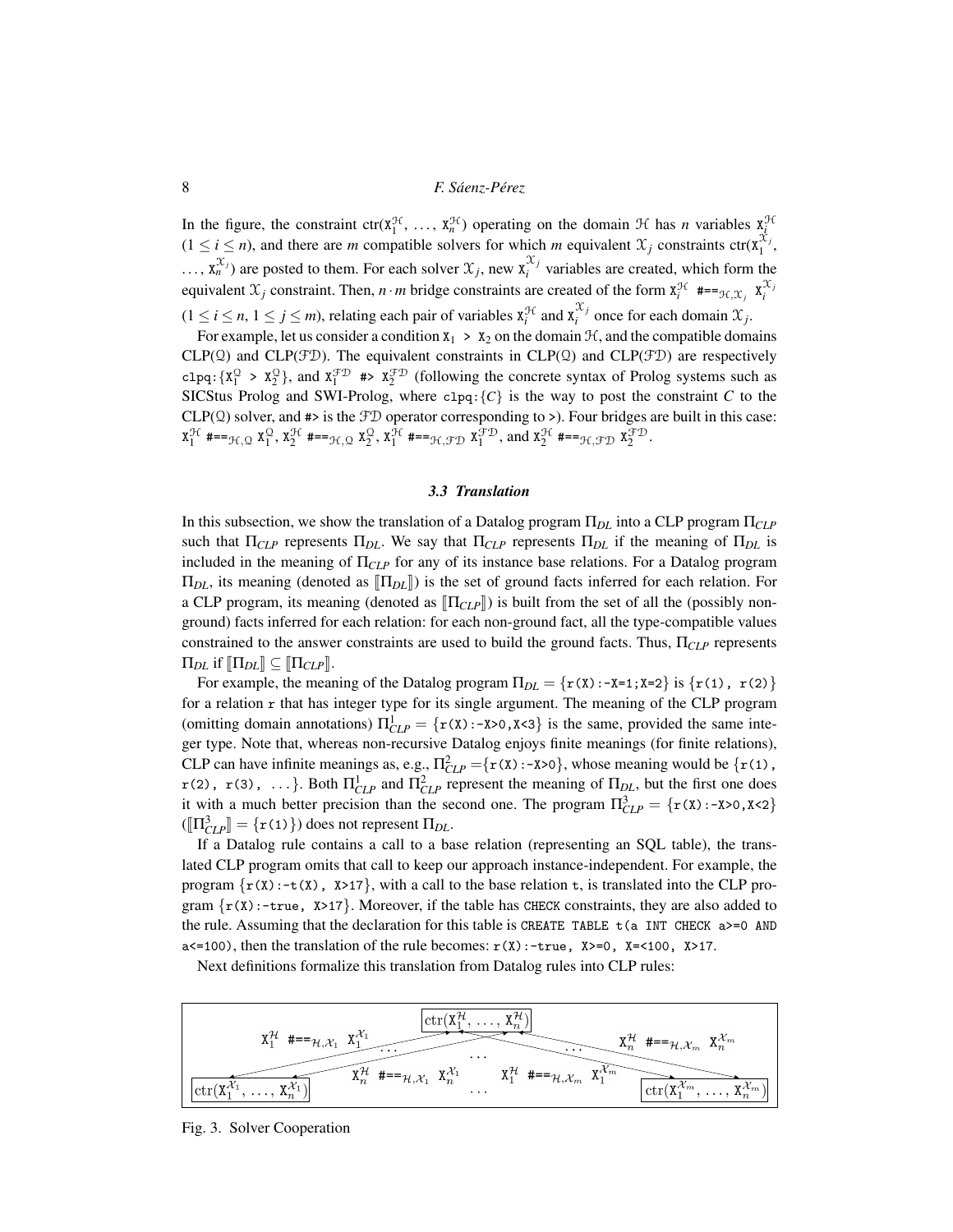In the figure, the constraint ctr($\mathtt{X}_1^{\mathcal{H}}$, ..., $\mathtt{X}_n^{\mathcal{H}}$) operating on the domain $\mathcal{H}$ has $n$ variables $\mathtt{X}_i^{\mathcal{H}}$ ($1 \leq i \leq n$), and there are $m$ compatible solvers for which $m$ equivalent $\mathcal{X}_j$ constraints ctr($\mathtt{X}_1^{\mathcal{X}_j}$, ..., $\mathtt{X}_n^{\mathcal{X}_j}$) are posted to them. For each solver $\mathcal{X}_j$, new $\mathtt{X}_i^{\mathcal{X}_j}$ variables are created, which form the equivalent $\mathcal{X}_j$ constraint. Then, $n \cdot m$ bridge constraints are created of the form $\mathtt{X}_i^{\mathcal{H}}$ `#==`$_{\mathcal{H},\mathcal{X}_j}$ $\mathtt{X}_i^{\mathcal{X}_j}$ ($1 \leq i \leq n$, $1 \leq j \leq m$), relating each pair of variables $\mathtt{X}_i^{\mathcal{H}}$ and $\mathtt{X}_i^{\mathcal{X}_j}$ once for each domain $\mathcal{X}_j$.

For example, let us consider a condition $\mathtt{X}_1$ `>` $\mathtt{X}_2$ on the domain $\mathcal{H}$, and the compatible domains CLP($\mathcal{Q}$) and CLP($\mathcal{FD}$). The equivalent constraints in CLP($\mathcal{Q}$) and CLP($\mathcal{FD}$) are respectively `clpq:`{$\mathtt{X}_1^{\mathcal{Q}}$ `>` $\mathtt{X}_2^{\mathcal{Q}}$}, and $\mathtt{X}_1^{\mathcal{FD}}$ `#>` $\mathtt{X}_2^{\mathcal{FD}}$ (following the concrete syntax of Prolog systems such as SICStus Prolog and SWI-Prolog, where `clpq:`{$C$} is the way to post the constraint $C$ to the CLP($\mathcal{Q}$) solver, and `#>` is the $\mathcal{FD}$ operator corresponding to `>`). Four bridges are built in this case: $\mathtt{X}_1^{\mathcal{H}}$ `#==`$_{\mathcal{H},\mathcal{Q}}$ $\mathtt{X}_1^{\mathcal{Q}}$, $\mathtt{X}_2^{\mathcal{H}}$ `#==`$_{\mathcal{H},\mathcal{Q}}$ $\mathtt{X}_2^{\mathcal{Q}}$, $\mathtt{X}_1^{\mathcal{H}}$ `#==`$_{\mathcal{H},\mathcal{FD}}$ $\mathtt{X}_1^{\mathcal{FD}}$, and $\mathtt{X}_2^{\mathcal{H}}$ `#==`$_{\mathcal{H},\mathcal{FD}}$ $\mathtt{X}_2^{\mathcal{FD}}$.

### 3.3 Translation

In this subsection, we show the translation of a Datalog program $\Pi_{DL}$ into a CLP program $\Pi_{CLP}$ such that $\Pi_{CLP}$ represents $\Pi_{DL}$. We say that $\Pi_{CLP}$ represents $\Pi_{DL}$ if the meaning of $\Pi_{DL}$ is included in the meaning of $\Pi_{CLP}$ for any of its instance base relations. For a Datalog program $\Pi_{DL}$, its meaning (denoted as $[\![\Pi_{DL}]\!]$) is the set of ground facts inferred for each relation. For a CLP program, its meaning (denoted as $[\![\Pi_{CLP}]\!]$) is built from the set of all the (possibly non-ground) facts inferred for each relation: for each non-ground fact, all the type-compatible values constrained to the answer constraints are used to build the ground facts. Thus, $\Pi_{CLP}$ represents $\Pi_{DL}$ if $[\![\Pi_{DL}]\!] \subseteq [\![\Pi_{CLP}]\!]$.

For example, the meaning of the Datalog program $\Pi_{DL}$ = {`r(X):-X=1;X=2`} is {`r(1), r(2)`} for a relation `r` that has integer type for its single argument. The meaning of the CLP program (omitting domain annotations) $\Pi^1_{CLP}$ = {`r(X):-X>0,X<3`} is the same, provided the same integer type. Note that, whereas non-recursive Datalog enjoys finite meanings (for finite relations), CLP can have infinite meanings as, e.g., $\Pi^2_{CLP}$ ={`r(X):-X>0`}, whose meaning would be {`r(1), r(2), r(3), ...`}. Both $\Pi^1_{CLP}$ and $\Pi^2_{CLP}$ represent the meaning of $\Pi_{DL}$, but the first one does it with a much better precision than the second one. The program $\Pi^3_{CLP}$ = {`r(X):-X>0,X<2`} ($[\![\Pi^3_{CLP}]\!]$ = {`r(1)`}) does not represent $\Pi_{DL}$.

If a Datalog rule contains a call to a base relation (representing an SQL table), the translated CLP program omits that call to keep our approach instance-independent. For example, the program {`r(X):-t(X), X>17`}, with a call to the base relation `t`, is translated into the CLP program {`r(X):-true, X>17`}. Moreover, if the table has `CHECK` constraints, they are also added to the rule. Assuming that the declaration for this table is `CREATE TABLE t(a INT CHECK a>=0 AND a<=100)`, then the translation of the rule becomes: `r(X):-true, X>=0, X=<100, X>17`.

Next definitions formalize this translation from Datalog rules into CLP rules:

Fig. 3. Solver Cooperation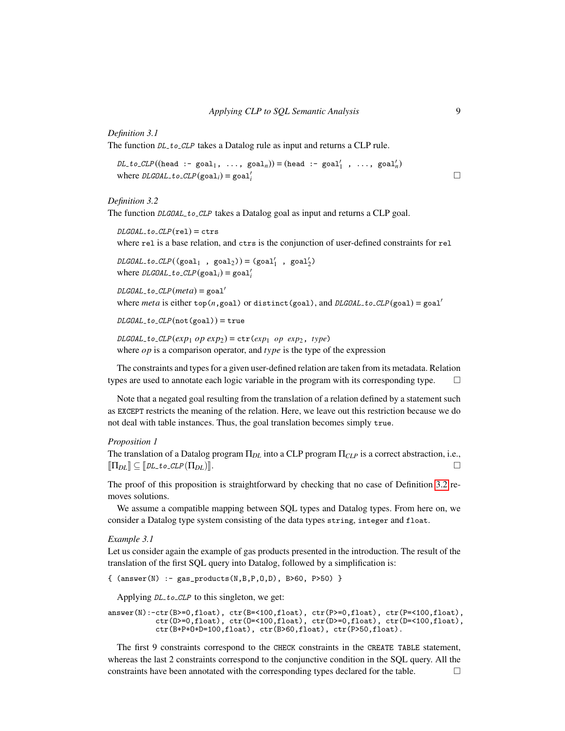*Definition 3.1*
The function *DL_to_CLP* takes a Datalog rule as input and returns a CLP rule.

*DL_to_CLP*((head :- $\texttt{goal}_1$, ..., $\texttt{goal}_n$)) = (head :- $\texttt{goal}'_1$ , ..., $\texttt{goal}'_n$)
where *DLGOAL_to_CLP*($\texttt{goal}_i$) = $\texttt{goal}'_i$ □

*Definition 3.2*
The function *DLGOAL_to_CLP* takes a Datalog goal as input and returns a CLP goal.

*DLGOAL_to_CLP*(rel) = ctrs
where rel is a base relation, and ctrs is the conjunction of user-defined constraints for rel

*DLGOAL_to_CLP*(($\texttt{goal}_1$ , $\texttt{goal}_2$)) = ($\texttt{goal}'_1$ , $\texttt{goal}'_2$)
where *DLGOAL_to_CLP*($\texttt{goal}_i$) = $\texttt{goal}'_i$

*DLGOAL_to_CLP*(*meta*) = $\texttt{goal}'$
where *meta* is either top($n$,goal) or distinct(goal), and *DLGOAL_to_CLP*(goal) = $\texttt{goal}'$

*DLGOAL_to_CLP*(not(goal)) = true

*DLGOAL_to_CLP*($exp_1$ $op$ $exp_2$) = ctr($exp_1$ $op$ $exp_2$, $type$)
where $op$ is a comparison operator, and $type$ is the type of the expression

The constraints and types for a given user-defined relation are taken from its metadata. Relation types are used to annotate each logic variable in the program with its corresponding type. □

Note that a negated goal resulting from the translation of a relation defined by a statement such as EXCEPT restricts the meaning of the relation. Here, we leave out this restriction because we do not deal with table instances. Thus, the goal translation becomes simply true.

*Proposition 1*
The translation of a Datalog program $\Pi_{DL}$ into a CLP program $\Pi_{CLP}$ is a correct abstraction, i.e., $[\![\Pi_{DL}]\!] \subseteq [\![DL\_to\_CLP(\Pi_{DL})]\!]$. □

The proof of this proposition is straightforward by checking that no case of Definition 3.2 removes solutions.

We assume a compatible mapping between SQL types and Datalog types. From here on, we consider a Datalog type system consisting of the data types string, integer and float.

*Example 3.1*
Let us consider again the example of gas products presented in the introduction. The result of the translation of the first SQL query into Datalog, followed by a simplification is:

```
{ (answer(N) :- gas_products(N,B,P,O,D), B>60, P>50) }
```

Applying *DL_to_CLP* to this singleton, we get:

```
answer(N):-ctr(B>=0,float), ctr(B=<100,float), ctr(P>=0,float), ctr(P=<100,float),
           ctr(O>=0,float), ctr(O=<100,float), ctr(D>=0,float), ctr(D=<100,float),
           ctr(B+P+O+D=100,float), ctr(B>60,float), ctr(P>50,float).
```

The first 9 constraints correspond to the CHECK constraints in the CREATE TABLE statement, whereas the last 2 constraints correspond to the conjunctive condition in the SQL query. All the constraints have been annotated with the corresponding types declared for the table. □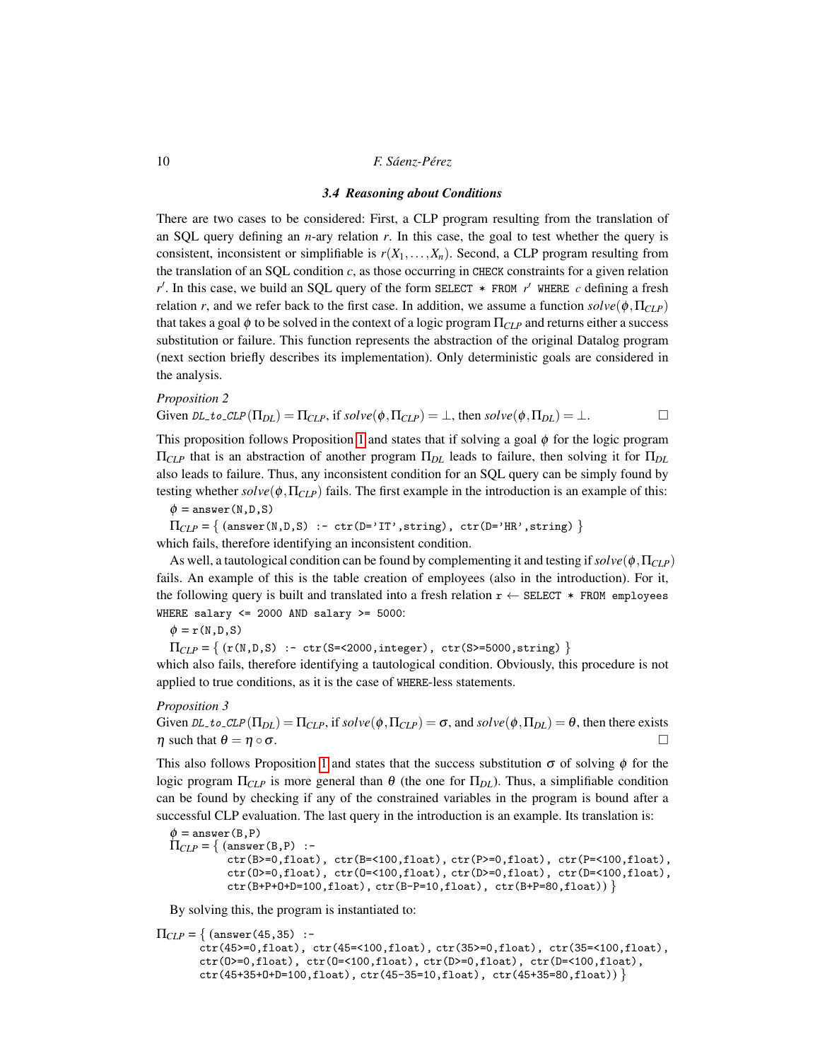### 3.4 Reasoning about Conditions

There are two cases to be considered: First, a CLP program resulting from the translation of an SQL query defining an $n$-ary relation $r$. In this case, the goal to test whether the query is consistent, inconsistent or simplifiable is $r(X_1,\ldots,X_n)$. Second, a CLP program resulting from the translation of an SQL condition $c$, as those occurring in `CHECK` constraints for a given relation $r'$. In this case, we build an SQL query of the form `SELECT * FROM` $r'$ `WHERE` $c$ defining a fresh relation $r$, and we refer back to the first case. In addition, we assume a function $solve(\phi,\Pi_{CLP})$ that takes a goal $\phi$ to be solved in the context of a logic program $\Pi_{CLP}$ and returns either a success substitution or failure. This function represents the abstraction of the original Datalog program (next section briefly describes its implementation). Only deterministic goals are considered in the analysis.

*Proposition 2*

Given $DL\_to\_CLP(\Pi_{DL}) = \Pi_{CLP}$, if $solve(\phi,\Pi_{CLP}) = \bot$, then $solve(\phi,\Pi_{DL}) = \bot$. □

This proposition follows Proposition 1 and states that if solving a goal $\phi$ for the logic program $\Pi_{CLP}$ that is an abstraction of another program $\Pi_{DL}$ leads to failure, then solving it for $\Pi_{DL}$ also leads to failure. Thus, any inconsistent condition for an SQL query can be simply found by testing whether $solve(\phi,\Pi_{CLP})$ fails. The first example in the introduction is an example of this:

$\phi$ = `answer(N,D,S)`

$\Pi_{CLP}$ = { `(answer(N,D,S) :- ctr(D='IT',string), ctr(D='HR',string)` }

which fails, therefore identifying an inconsistent condition.

As well, a tautological condition can be found by complementing it and testing if $solve(\phi,\Pi_{CLP})$ fails. An example of this is the table creation of employees (also in the introduction). For it, the following query is built and translated into a fresh relation `r` ← `SELECT * FROM employees WHERE salary <= 2000 AND salary >= 5000`:

$\phi$ = `r(N,D,S)`

$\Pi_{CLP}$ = { `(r(N,D,S) :- ctr(S=<2000,integer), ctr(S>=5000,string)` }

which also fails, therefore identifying a tautological condition. Obviously, this procedure is not applied to true conditions, as it is the case of `WHERE`-less statements.

*Proposition 3*

Given $DL\_to\_CLP(\Pi_{DL}) = \Pi_{CLP}$, if $solve(\phi,\Pi_{CLP}) = \sigma$, and $solve(\phi,\Pi_{DL}) = \theta$, then there exists $\eta$ such that $\theta = \eta\circ\sigma$. □

This also follows Proposition 1 and states that the success substitution $\sigma$ of solving $\phi$ for the logic program $\Pi_{CLP}$ is more general than $\theta$ (the one for $\Pi_{DL}$). Thus, a simplifiable condition can be found by checking if any of the constrained variables in the program is bound after a successful CLP evaluation. The last query in the introduction is an example. Its translation is:

$\phi$ = `answer(B,P)`

```
ΠCLP = { (answer(B,P) :-
          ctr(B>=0,float), ctr(B=<100,float), ctr(P>=0,float), ctr(P=<100,float),
          ctr(O>=0,float), ctr(O=<100,float), ctr(D>=0,float), ctr(D=<100,float),
          ctr(B+P+O+D=100,float), ctr(B-P=10,float), ctr(B+P=80,float)) }
```

By solving this, the program is instantiated to:

```
ΠCLP = { (answer(45,35) :-
      ctr(45>=0,float), ctr(45=<100,float), ctr(35>=0,float), ctr(35=<100,float),
      ctr(O>=0,float), ctr(O=<100,float), ctr(D>=0,float), ctr(D=<100,float),
      ctr(45+35+O+D=100,float), ctr(45-35=10,float), ctr(45+35=80,float)) }
```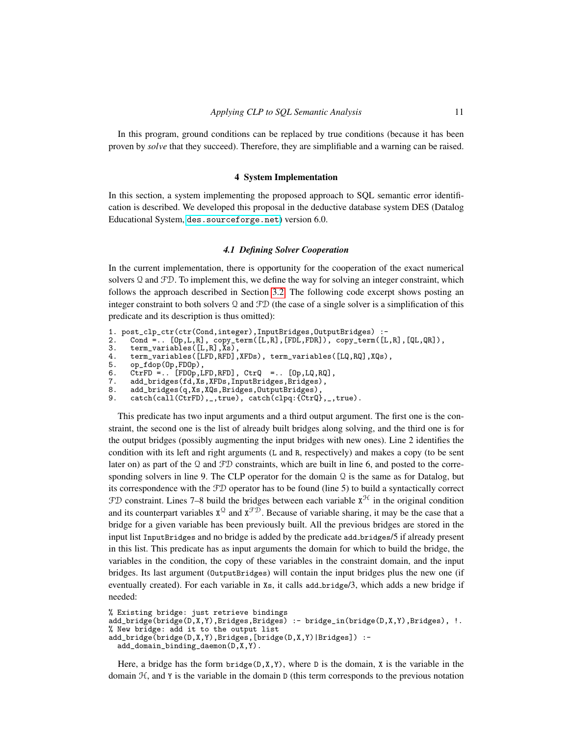In this program, ground conditions can be replaced by true conditions (because it has been proven by *solve* that they succeed). Therefore, they are simplifiable and a warning can be raised.

## 4 System Implementation

In this section, a system implementing the proposed approach to SQL semantic error identification is described. We developed this proposal in the deductive database system DES (Datalog Educational System, des.sourceforge.net) version 6.0.

### 4.1 Defining Solver Cooperation

In the current implementation, there is opportunity for the cooperation of the exact numerical solvers $\mathcal{Q}$ and $\mathcal{FD}$. To implement this, we define the way for solving an integer constraint, which follows the approach described in Section 3.2. The following code excerpt shows posting an integer constraint to both solvers $\mathcal{Q}$ and $\mathcal{FD}$ (the case of a single solver is a simplification of this predicate and its description is thus omitted):

```
1. post_clp_ctr(ctr(Cond,integer),InputBridges,OutputBridges) :-
2.   Cond =.. [Op,L,R], copy_term([L,R],[FDL,FDR]), copy_term([L,R],[QL,QR]),
3.   term_variables([L,R],Xs),
4.   term_variables([LFD,RFD],XFDs), term_variables([LQ,RQ],XQs),
5.   op_fdop(Op,FDOp),
6.   CtrFD =.. [FDOp,LFD,RFD], CtrQ  =.. [Op,LQ,RQ],
7.   add_bridges(fd,Xs,XFDs,InputBridges,Bridges),
8.   add_bridges(q,Xs,XQs,Bridges,OutputBridges),
9.   catch(call(CtrFD),_,true), catch(clpq:{CtrQ},_,true).
```

This predicate has two input arguments and a third output argument. The first one is the constraint, the second one is the list of already built bridges along solving, and the third one is for the output bridges (possibly augmenting the input bridges with new ones). Line 2 identifies the condition with its left and right arguments (L and R, respectively) and makes a copy (to be sent later on) as part of the $\mathcal{Q}$ and $\mathcal{FD}$ constraints, which are built in line 6, and posted to the corresponding solvers in line 9. The CLP operator for the domain $\mathcal{Q}$ is the same as for Datalog, but its correspondence with the $\mathcal{FD}$ operator has to be found (line 5) to build a syntactically correct $\mathcal{FD}$ constraint. Lines 7–8 build the bridges between each variable $X^{\mathcal{H}}$ in the original condition and its counterpart variables $X^{\mathcal{Q}}$ and $X^{\mathcal{FD}}$. Because of variable sharing, it may be the case that a bridge for a given variable has been previously built. All the previous bridges are stored in the input list InputBridges and no bridge is added by the predicate add_bridges/5 if already present in this list. This predicate has as input arguments the domain for which to build the bridge, the variables in the condition, the copy of these variables in the constraint domain, and the input bridges. Its last argument (OutputBridges) will contain the input bridges plus the new one (if eventually created). For each variable in Xs, it calls add_bridge/3, which adds a new bridge if needed:

```
% Existing bridge: just retrieve bindings
add_bridge(bridge(D,X,Y),Bridges,Bridges) :- bridge_in(bridge(D,X,Y),Bridges), !.
% New bridge: add it to the output list
add_bridge(bridge(D,X,Y),Bridges,[bridge(D,X,Y)|Bridges]) :-
  add_domain_binding_daemon(D,X,Y).
```

Here, a bridge has the form bridge(D,X,Y), where D is the domain, X is the variable in the domain $\mathcal{H}$, and Y is the variable in the domain D (this term corresponds to the previous notation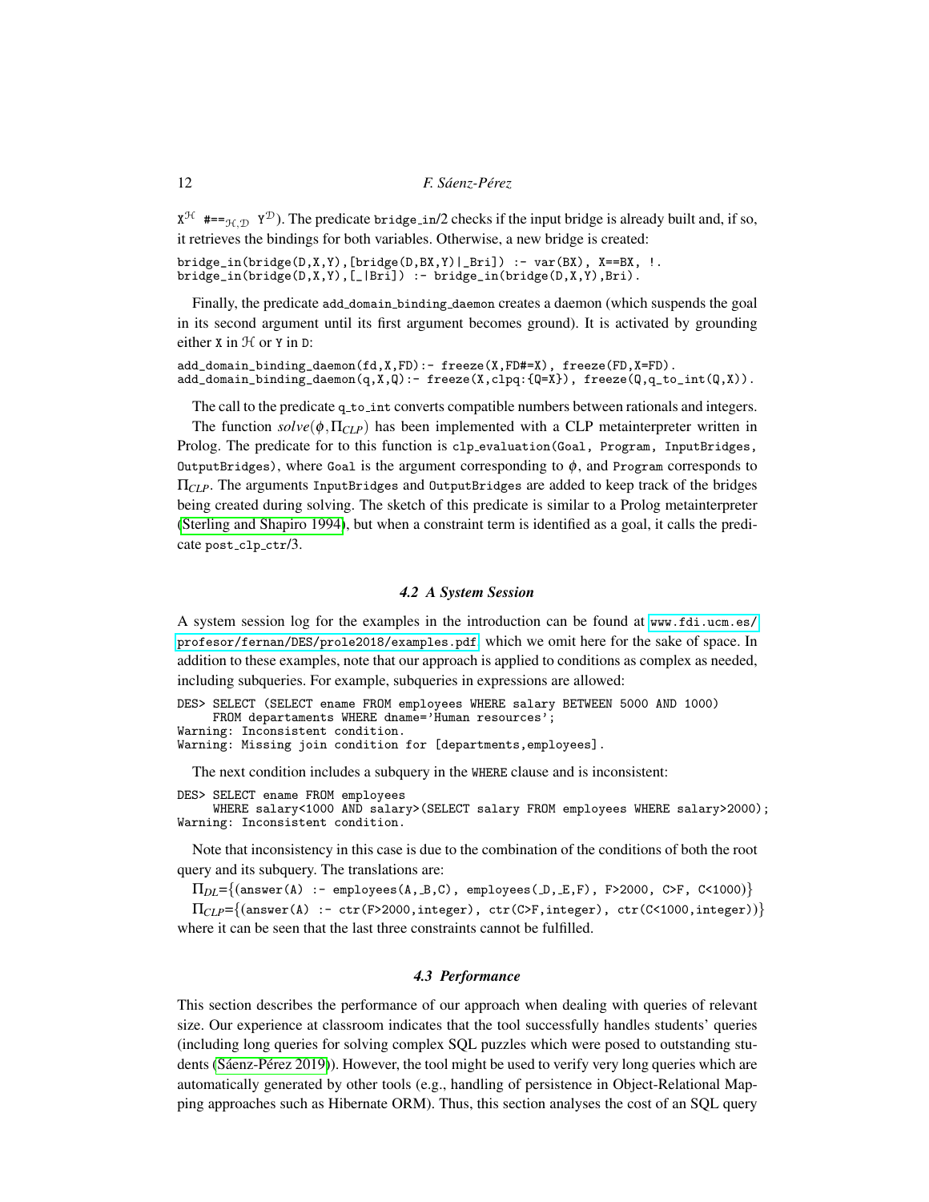$X^{\mathcal{H}}$ `#==`$_{\mathcal{H},\mathcal{D}}$ $Y^{\mathcal{D}}$). The predicate `bridge_in/2` checks if the input bridge is already built and, if so, it retrieves the bindings for both variables. Otherwise, a new bridge is created:

```
bridge_in(bridge(D,X,Y),[bridge(D,BX,Y)|_Bri]) :- var(BX), X==BX, !.
bridge_in(bridge(D,X,Y),[_|Bri]) :- bridge_in(bridge(D,X,Y),Bri).
```

Finally, the predicate `add_domain_binding_daemon` creates a daemon (which suspends the goal in its second argument until its first argument becomes ground). It is activated by grounding either `X` in $\mathcal{H}$ or `Y` in `D`:

```
add_domain_binding_daemon(fd,X,FD):- freeze(X,FD#=X), freeze(FD,X=FD).
add_domain_binding_daemon(q,X,Q):- freeze(X,clpq:{Q=X}), freeze(Q,q_to_int(Q,X)).
```

The call to the predicate `q_to_int` converts compatible numbers between rationals and integers.

The function $solve(\phi, \Pi_{CLP})$ has been implemented with a CLP metainterpreter written in Prolog. The predicate for to this function is `clp_evaluation(Goal, Program, InputBridges, OutputBridges)`, where `Goal` is the argument corresponding to $\phi$, and `Program` corresponds to $\Pi_{CLP}$. The arguments `InputBridges` and `OutputBridges` are added to keep track of the bridges being created during solving. The sketch of this predicate is similar to a Prolog metainterpreter (Sterling and Shapiro 1994), but when a constraint term is identified as a goal, it calls the predicate `post_clp_ctr/3`.

### 4.2 A System Session

A system session log for the examples in the introduction can be found at www.fdi.ucm.es/profesor/fernan/DES/prole2018/examples.pdf, which we omit here for the sake of space. In addition to these examples, note that our approach is applied to conditions as complex as needed, including subqueries. For example, subqueries in expressions are allowed:

```
DES> SELECT (SELECT ename FROM employees WHERE salary BETWEEN 5000 AND 1000)
     FROM departaments WHERE dname='Human resources';
Warning: Inconsistent condition.
Warning: Missing join condition for [departments,employees].
```

The next condition includes a subquery in the `WHERE` clause and is inconsistent:

```
DES> SELECT ename FROM employees
     WHERE salary<1000 AND salary>(SELECT salary FROM employees WHERE salary>2000);
Warning: Inconsistent condition.
```

Note that inconsistency in this case is due to the combination of the conditions of both the root query and its subquery. The translations are:

$\Pi_{DL}$={`(answer(A) :- employees(A,_B,C), employees(_D,_E,F), F>2000, C>F, C<1000)`}

$\Pi_{CLP}$={`(answer(A) :- ctr(F>2000,integer), ctr(C>F,integer), ctr(C<1000,integer))`}

where it can be seen that the last three constraints cannot be fulfilled.

### 4.3 Performance

This section describes the performance of our approach when dealing with queries of relevant size. Our experience at classroom indicates that the tool successfully handles students' queries (including long queries for solving complex SQL puzzles which were posed to outstanding students (Sáenz-Pérez 2019)). However, the tool might be used to verify very long queries which are automatically generated by other tools (e.g., handling of persistence in Object-Relational Mapping approaches such as Hibernate ORM). Thus, this section analyses the cost of an SQL query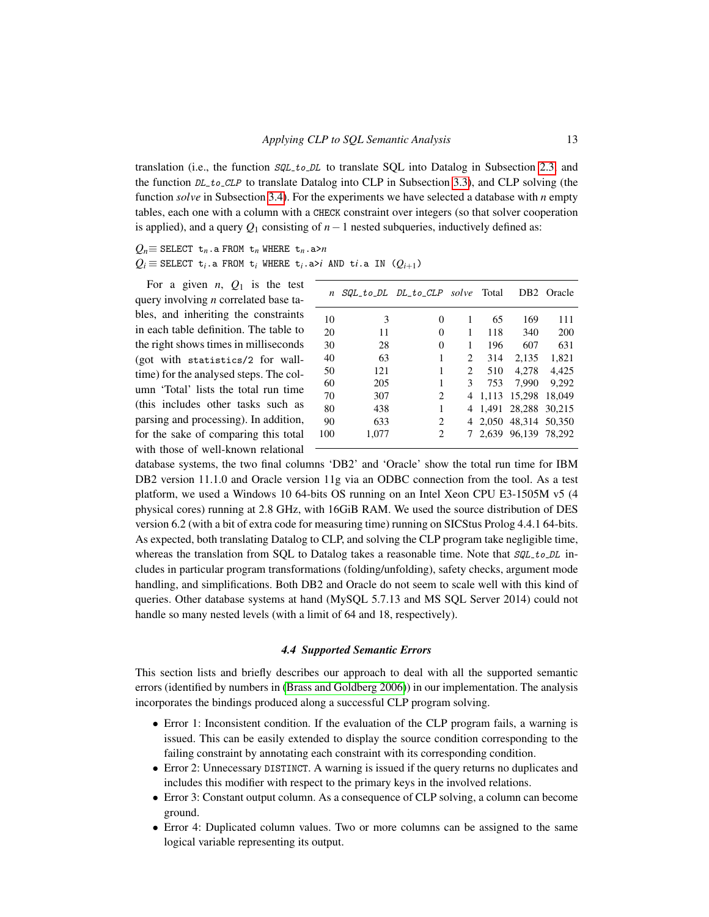translation (i.e., the function *SQL_to_DL* to translate SQL into Datalog in Subsection 2.3 and the function *DL_to_CLP* to translate Datalog into CLP in Subsection 3.3), and CLP solving (the function *solve* in Subsection 3.4). For the experiments we have selected a database with $n$ empty tables, each one with a column with a `CHECK` constraint over integers (so that solver cooperation is applied), and a query $Q_1$ consisting of $n-1$ nested subqueries, inductively defined as:

$Q_n \equiv$ `SELECT` $t_n$`.a FROM` $t_n$ `WHERE` $t_n$`.a>`$n$
$Q_i \equiv$ `SELECT` $t_i$`.a FROM` $t_i$ `WHERE` $t_i$`.a>`$i$ `AND` $ti$`.a IN (`$Q_{i+1}$`)`

For a given $n$, $Q_1$ is the test query involving $n$ correlated base tables, and inheriting the constraints in each table definition. The table to the right shows times in milliseconds (got with `statistics/2` for wall-time) for the analysed steps. The column 'Total' lists the total run time (this includes other tasks such as parsing and processing). In addition, for the sake of comparing this total with those of well-known relational database systems, the two final columns 'DB2' and 'Oracle' show the total run time for IBM DB2 version 11.1.0 and Oracle version 11g via an ODBC connection from the tool. As a test platform, we used a Windows 10 64-bits OS running on an Intel Xeon CPU E3-1505M v5 (4 physical cores) running at 2.8 GHz, with 16GiB RAM. We used the source distribution of DES version 6.2 (with a bit of extra code for measuring time) running on SICStus Prolog 4.4.1 64-bits. As expected, both translating Datalog to CLP, and solving the CLP program take negligible time, whereas the translation from SQL to Datalog takes a reasonable time. Note that *SQL_to_DL* includes in particular program transformations (folding/unfolding), safety checks, argument mode handling, and simplifications. Both DB2 and Oracle do not seem to scale well with this kind of queries. Other database systems at hand (MySQL 5.7.13 and MS SQL Server 2014) could not handle so many nested levels (with a limit of 64 and 18, respectively).

| $n$ | *SQL_to_DL* | *DL_to_CLP* | *solve* | Total | DB2 | Oracle |
|---|---|---|---|---|---|---|
| 10 | 3 | 0 | 1 | 65 | 169 | 111 |
| 20 | 11 | 0 | 1 | 118 | 340 | 200 |
| 30 | 28 | 0 | 1 | 196 | 607 | 631 |
| 40 | 63 | 1 | 2 | 314 | 2,135 | 1,821 |
| 50 | 121 | 1 | 2 | 510 | 4,278 | 4,425 |
| 60 | 205 | 1 | 3 | 753 | 7,990 | 9,292 |
| 70 | 307 | 2 | 4 | 1,113 | 15,298 | 18,049 |
| 80 | 438 | 1 | 4 | 1,491 | 28,288 | 30,215 |
| 90 | 633 | 2 | 4 | 2,050 | 48,314 | 50,350 |
| 100 | 1,077 | 2 | 7 | 2,639 | 96,139 | 78,292 |

### 4.4 Supported Semantic Errors

This section lists and briefly describes our approach to deal with all the supported semantic errors (identified by numbers in (Brass and Goldberg 2006)) in our implementation. The analysis incorporates the bindings produced along a successful CLP program solving.

- Error 1: Inconsistent condition. If the evaluation of the CLP program fails, a warning is issued. This can be easily extended to display the source condition corresponding to the failing constraint by annotating each constraint with its corresponding condition.
- Error 2: Unnecessary `DISTINCT`. A warning is issued if the query returns no duplicates and includes this modifier with respect to the primary keys in the involved relations.
- Error 3: Constant output column. As a consequence of CLP solving, a column can become ground.
- Error 4: Duplicated column values. Two or more columns can be assigned to the same logical variable representing its output.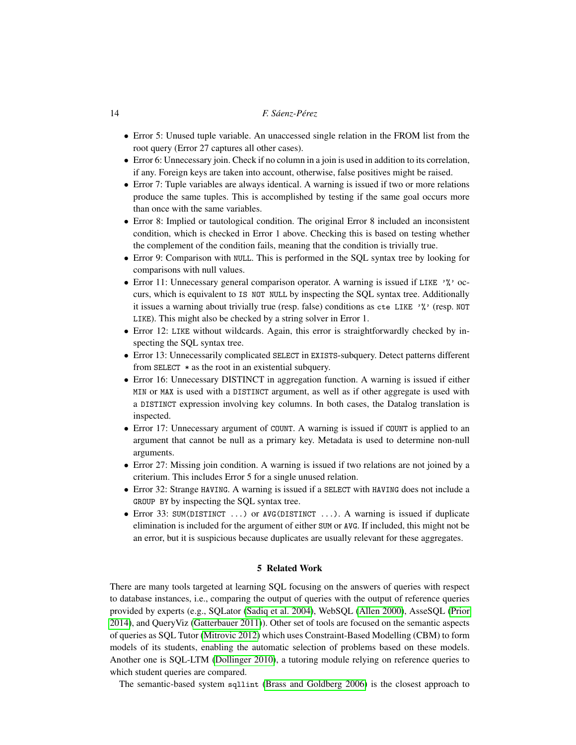- Error 5: Unused tuple variable. An unaccessed single relation in the FROM list from the root query (Error 27 captures all other cases).
- Error 6: Unnecessary join. Check if no column in a join is used in addition to its correlation, if any. Foreign keys are taken into account, otherwise, false positives might be raised.
- Error 7: Tuple variables are always identical. A warning is issued if two or more relations produce the same tuples. This is accomplished by testing if the same goal occurs more than once with the same variables.
- Error 8: Implied or tautological condition. The original Error 8 included an inconsistent condition, which is checked in Error 1 above. Checking this is based on testing whether the complement of the condition fails, meaning that the condition is trivially true.
- Error 9: Comparison with `NULL`. This is performed in the SQL syntax tree by looking for comparisons with null values.
- Error 11: Unnecessary general comparison operator. A warning is issued if `LIKE '%'` occurs, which is equivalent to `IS NOT NULL` by inspecting the SQL syntax tree. Additionally it issues a warning about trivially true (resp. false) conditions as `cte LIKE '%'` (resp. `NOT LIKE`). This might also be checked by a string solver in Error 1.
- Error 12: `LIKE` without wildcards. Again, this error is straightforwardly checked by inspecting the SQL syntax tree.
- Error 13: Unnecessarily complicated `SELECT` in `EXISTS`-subquery. Detect patterns different from `SELECT *` as the root in an existential subquery.
- Error 16: Unnecessary DISTINCT in aggregation function. A warning is issued if either `MIN` or `MAX` is used with a `DISTINCT` argument, as well as if other aggregate is used with a `DISTINCT` expression involving key columns. In both cases, the Datalog translation is inspected.
- Error 17: Unnecessary argument of `COUNT`. A warning is issued if `COUNT` is applied to an argument that cannot be null as a primary key. Metadata is used to determine non-null arguments.
- Error 27: Missing join condition. A warning is issued if two relations are not joined by a criterium. This includes Error 5 for a single unused relation.
- Error 32: Strange `HAVING`. A warning is issued if a `SELECT` with `HAVING` does not include a `GROUP BY` by inspecting the SQL syntax tree.
- Error 33: `SUM(DISTINCT ...)` or `AVG(DISTINCT ...)`. A warning is issued if duplicate elimination is included for the argument of either `SUM` or `AVG`. If included, this might not be an error, but it is suspicious because duplicates are usually relevant for these aggregates.

## 5 Related Work

There are many tools targeted at learning SQL focusing on the answers of queries with respect to database instances, i.e., comparing the output of queries with the output of reference queries provided by experts (e.g., SQLator (Sadiq et al. 2004), WebSQL (Allen 2000), AsseSQL (Prior 2014), and QueryViz (Gatterbauer 2011)). Other set of tools are focused on the semantic aspects of queries as SQL Tutor (Mitrovic 2012) which uses Constraint-Based Modelling (CBM) to form models of its students, enabling the automatic selection of problems based on these models. Another one is SQL-LTM (Dollinger 2010), a tutoring module relying on reference queries to which student queries are compared.

The semantic-based system `sqllint` (Brass and Goldberg 2006) is the closest approach to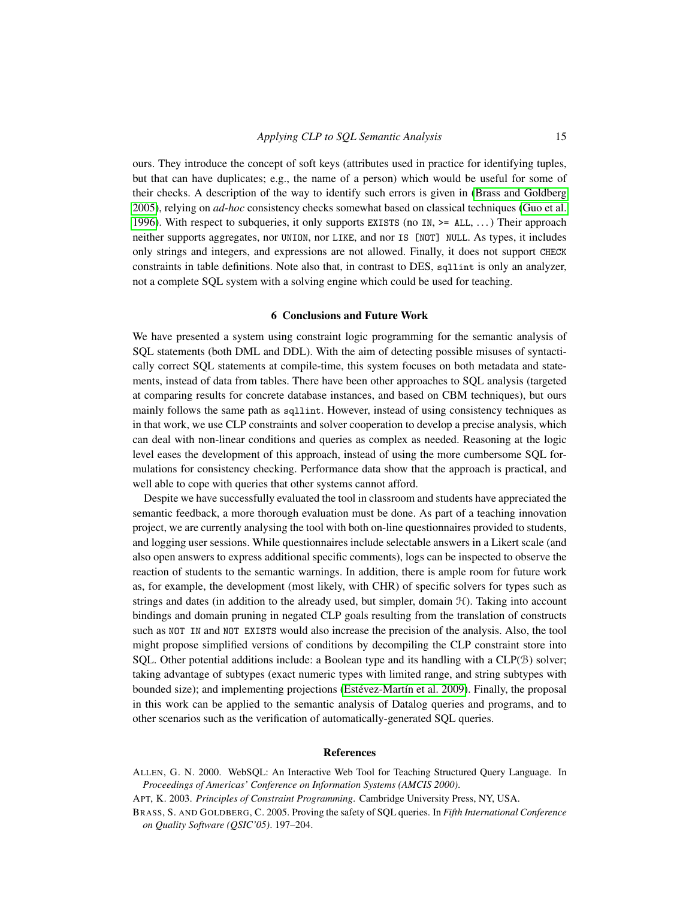ours. They introduce the concept of soft keys (attributes used in practice for identifying tuples, but that can have duplicates; e.g., the name of a person) which would be useful for some of their checks. A description of the way to identify such errors is given in (Brass and Goldberg 2005), relying on *ad-hoc* consistency checks somewhat based on classical techniques (Guo et al. 1996). With respect to subqueries, it only supports `EXISTS` (no `IN`, `>= ALL`, ...) Their approach neither supports aggregates, nor `UNION`, nor `LIKE`, and nor `IS [NOT] NULL`. As types, it includes only strings and integers, and expressions are not allowed. Finally, it does not support `CHECK` constraints in table definitions. Note also that, in contrast to DES, `sqllint` is only an analyzer, not a complete SQL system with a solving engine which could be used for teaching.

## 6 Conclusions and Future Work

We have presented a system using constraint logic programming for the semantic analysis of SQL statements (both DML and DDL). With the aim of detecting possible misuses of syntactically correct SQL statements at compile-time, this system focuses on both metadata and statements, instead of data from tables. There have been other approaches to SQL analysis (targeted at comparing results for concrete database instances, and based on CBM techniques), but ours mainly follows the same path as `sqllint`. However, instead of using consistency techniques as in that work, we use CLP constraints and solver cooperation to develop a precise analysis, which can deal with non-linear conditions and queries as complex as needed. Reasoning at the logic level eases the development of this approach, instead of using the more cumbersome SQL formulations for consistency checking. Performance data show that the approach is practical, and well able to cope with queries that other systems cannot afford.

Despite we have successfully evaluated the tool in classroom and students have appreciated the semantic feedback, a more thorough evaluation must be done. As part of a teaching innovation project, we are currently analysing the tool with both on-line questionnaires provided to students, and logging user sessions. While questionnaires include selectable answers in a Likert scale (and also open answers to express additional specific comments), logs can be inspected to observe the reaction of students to the semantic warnings. In addition, there is ample room for future work as, for example, the development (most likely, with CHR) of specific solvers for types such as strings and dates (in addition to the already used, but simpler, domain $\mathcal{H}$). Taking into account bindings and domain pruning in negated CLP goals resulting from the translation of constructs such as `NOT IN` and `NOT EXISTS` would also increase the precision of the analysis. Also, the tool might propose simplified versions of conditions by decompiling the CLP constraint store into SQL. Other potential additions include: a Boolean type and its handling with a CLP($\mathcal{B}$) solver; taking advantage of subtypes (exact numeric types with limited range, and string subtypes with bounded size); and implementing projections (Estévez-Martín et al. 2009). Finally, the proposal in this work can be applied to the semantic analysis of Datalog queries and programs, and to other scenarios such as the verification of automatically-generated SQL queries.

## References

ALLEN, G. N. 2000. WebSQL: An Interactive Web Tool for Teaching Structured Query Language. In *Proceedings of Americas' Conference on Information Systems (AMCIS 2000)*.

APT, K. 2003. *Principles of Constraint Programming*. Cambridge University Press, NY, USA.

BRASS, S. AND GOLDBERG, C. 2005. Proving the safety of SQL queries. In *Fifth International Conference on Quality Software (QSIC'05)*. 197–204.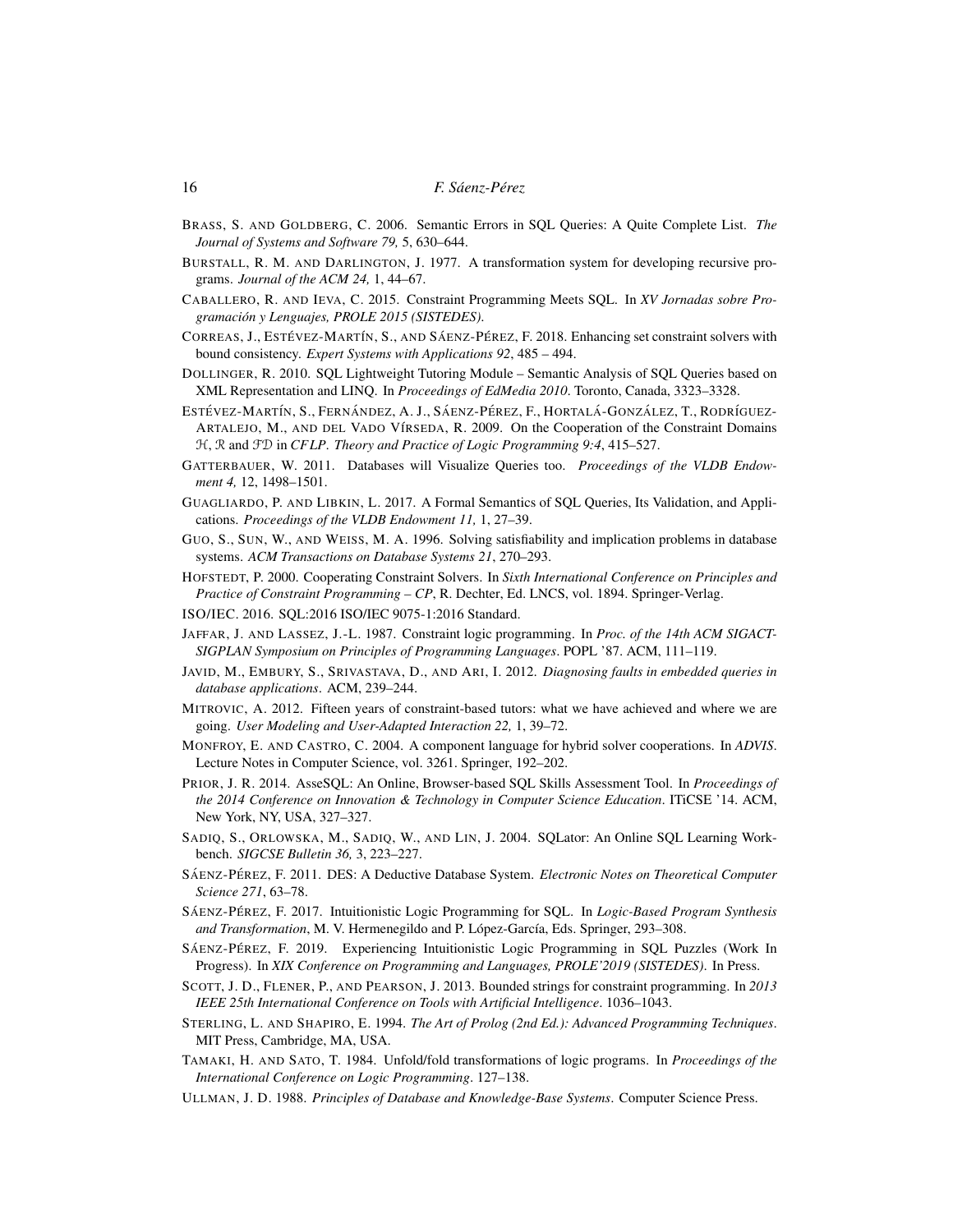BRASS, S. AND GOLDBERG, C. 2006. Semantic Errors in SQL Queries: A Quite Complete List. *The Journal of Systems and Software 79,* 5, 630–644.

BURSTALL, R. M. AND DARLINGTON, J. 1977. A transformation system for developing recursive programs. *Journal of the ACM 24,* 1, 44–67.

CABALLERO, R. AND IEVA, C. 2015. Constraint Programming Meets SQL. In *XV Jornadas sobre Programación y Lenguajes, PROLE 2015 (SISTEDES)*.

CORREAS, J., ESTÉVEZ-MARTÍN, S., AND SÁENZ-PÉREZ, F. 2018. Enhancing set constraint solvers with bound consistency. *Expert Systems with Applications 92*, 485 – 494.

DOLLINGER, R. 2010. SQL Lightweight Tutoring Module – Semantic Analysis of SQL Queries based on XML Representation and LINQ. In *Proceedings of EdMedia 2010*. Toronto, Canada, 3323–3328.

ESTÉVEZ-MARTÍN, S., FERNÁNDEZ, A. J., SÁENZ-PÉREZ, F., HORTALÁ-GONZÁLEZ, T., RODRÍGUEZ-ARTALEJO, M., AND DEL VADO VÍRSEDA, R. 2009. On the Cooperation of the Constraint Domains $\mathcal{H}$, $\mathcal{R}$ and $\mathcal{FD}$ in *CFLP*. *Theory and Practice of Logic Programming 9:4*, 415–527.

GATTERBAUER, W. 2011. Databases will Visualize Queries too. *Proceedings of the VLDB Endowment 4,* 12, 1498–1501.

GUAGLIARDO, P. AND LIBKIN, L. 2017. A Formal Semantics of SQL Queries, Its Validation, and Applications. *Proceedings of the VLDB Endowment 11,* 1, 27–39.

GUO, S., SUN, W., AND WEISS, M. A. 1996. Solving satisfiability and implication problems in database systems. *ACM Transactions on Database Systems 21*, 270–293.

HOFSTEDT, P. 2000. Cooperating Constraint Solvers. In *Sixth International Conference on Principles and Practice of Constraint Programming – CP*, R. Dechter, Ed. LNCS, vol. 1894. Springer-Verlag.

ISO/IEC. 2016. SQL:2016 ISO/IEC 9075-1:2016 Standard.

JAFFAR, J. AND LASSEZ, J.-L. 1987. Constraint logic programming. In *Proc. of the 14th ACM SIGACT-SIGPLAN Symposium on Principles of Programming Languages*. POPL '87. ACM, 111–119.

JAVID, M., EMBURY, S., SRIVASTAVA, D., AND ARI, I. 2012. *Diagnosing faults in embedded queries in database applications*. ACM, 239–244.

MITROVIC, A. 2012. Fifteen years of constraint-based tutors: what we have achieved and where we are going. *User Modeling and User-Adapted Interaction 22,* 1, 39–72.

MONFROY, E. AND CASTRO, C. 2004. A component language for hybrid solver cooperations. In *ADVIS*. Lecture Notes in Computer Science, vol. 3261. Springer, 192–202.

PRIOR, J. R. 2014. AsseSQL: An Online, Browser-based SQL Skills Assessment Tool. In *Proceedings of the 2014 Conference on Innovation & Technology in Computer Science Education*. ITiCSE '14. ACM, New York, NY, USA, 327–327.

SADIQ, S., ORLOWSKA, M., SADIQ, W., AND LIN, J. 2004. SQLator: An Online SQL Learning Workbench. *SIGCSE Bulletin 36,* 3, 223–227.

SÁENZ-PÉREZ, F. 2011. DES: A Deductive Database System. *Electronic Notes on Theoretical Computer Science 271*, 63–78.

SÁENZ-PÉREZ, F. 2017. Intuitionistic Logic Programming for SQL. In *Logic-Based Program Synthesis and Transformation*, M. V. Hermenegildo and P. López-García, Eds. Springer, 293–308.

SÁENZ-PÉREZ, F. 2019. Experiencing Intuitionistic Logic Programming in SQL Puzzles (Work In Progress). In *XIX Conference on Programming and Languages, PROLE'2019 (SISTEDES)*. In Press.

SCOTT, J. D., FLENER, P., AND PEARSON, J. 2013. Bounded strings for constraint programming. In *2013 IEEE 25th International Conference on Tools with Artificial Intelligence*. 1036–1043.

STERLING, L. AND SHAPIRO, E. 1994. *The Art of Prolog (2nd Ed.): Advanced Programming Techniques*. MIT Press, Cambridge, MA, USA.

TAMAKI, H. AND SATO, T. 1984. Unfold/fold transformations of logic programs. In *Proceedings of the International Conference on Logic Programming*. 127–138.

ULLMAN, J. D. 1988. *Principles of Database and Knowledge-Base Systems*. Computer Science Press.